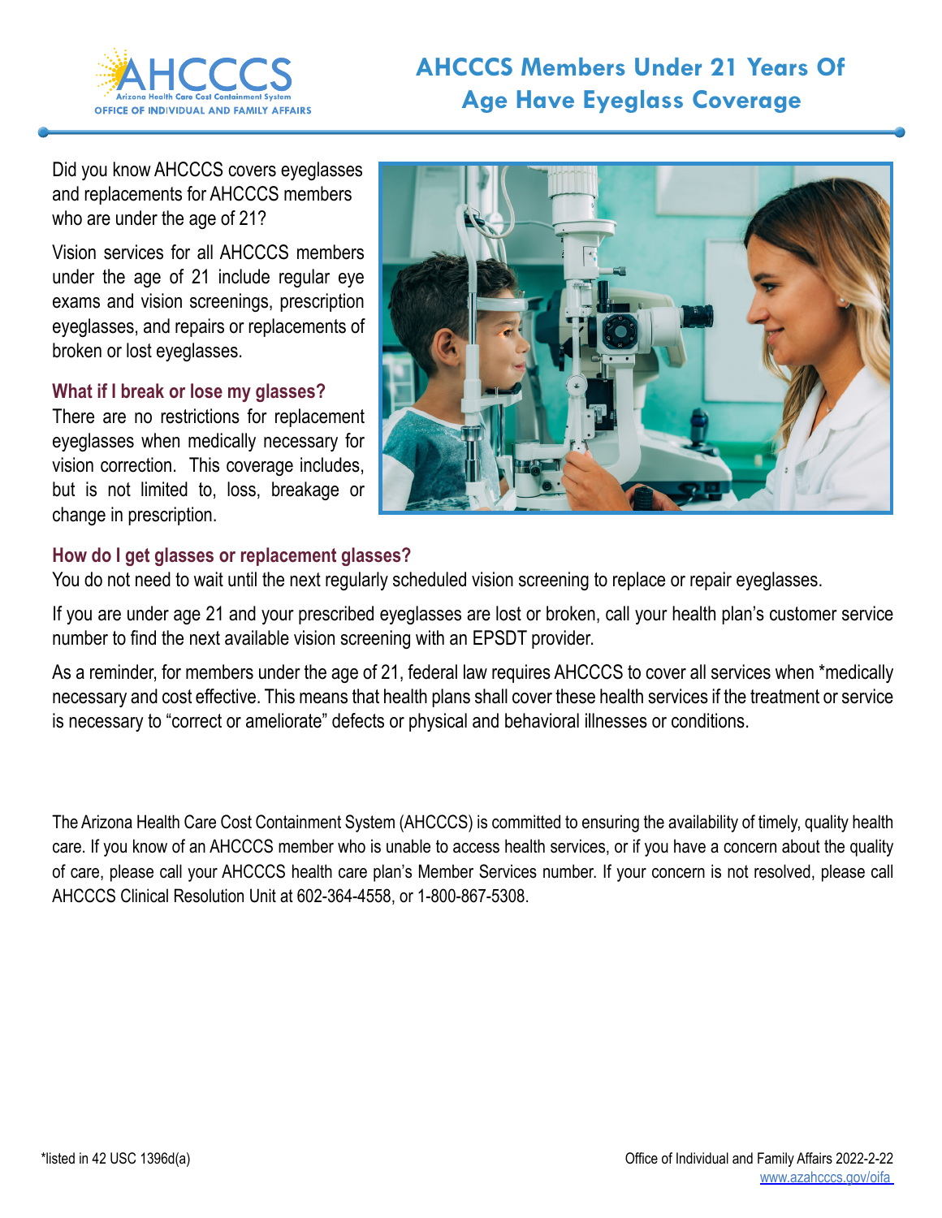AHCCCS
Arizona Health Care Cost Containment System
OFFICE OF INDIVIDUAL AND FAMILY AFFAIRS

# AHCCCS Members Under 21 Years Of Age Have Eyeglass Coverage

Did you know AHCCCS covers eyeglasses and replacements for AHCCCS members who are under the age of 21?

Vision services for all AHCCCS members under the age of 21 include regular eye exams and vision screenings, prescription eyeglasses, and repairs or replacements of broken or lost eyeglasses.

### What if I break or lose my glasses?

There are no restrictions for replacement eyeglasses when medically necessary for vision correction. This coverage includes, but is not limited to, loss, breakage or change in prescription.

### How do I get glasses or replacement glasses?

You do not need to wait until the next regularly scheduled vision screening to replace or repair eyeglasses.

If you are under age 21 and your prescribed eyeglasses are lost or broken, call your health plan's customer service number to find the next available vision screening with an EPSDT provider.

As a reminder, for members under the age of 21, federal law requires AHCCCS to cover all services when *medically necessary and cost effective. This means that health plans shall cover these health services if the treatment or service is necessary to "correct or ameliorate" defects or physical and behavioral illnesses or conditions.

The Arizona Health Care Cost Containment System (AHCCCS) is committed to ensuring the availability of timely, quality health care. If you know of an AHCCCS member who is unable to access health services, or if you have a concern about the quality of care, please call your AHCCCS health care plan's Member Services number. If your concern is not resolved, please call AHCCCS Clinical Resolution Unit at 602-364-4558, or 1-800-867-5308.

*listed in 42 USC 1396d(a)

Office of Individual and Family Affairs 2022-2-22
www.azahcccs.gov/oifa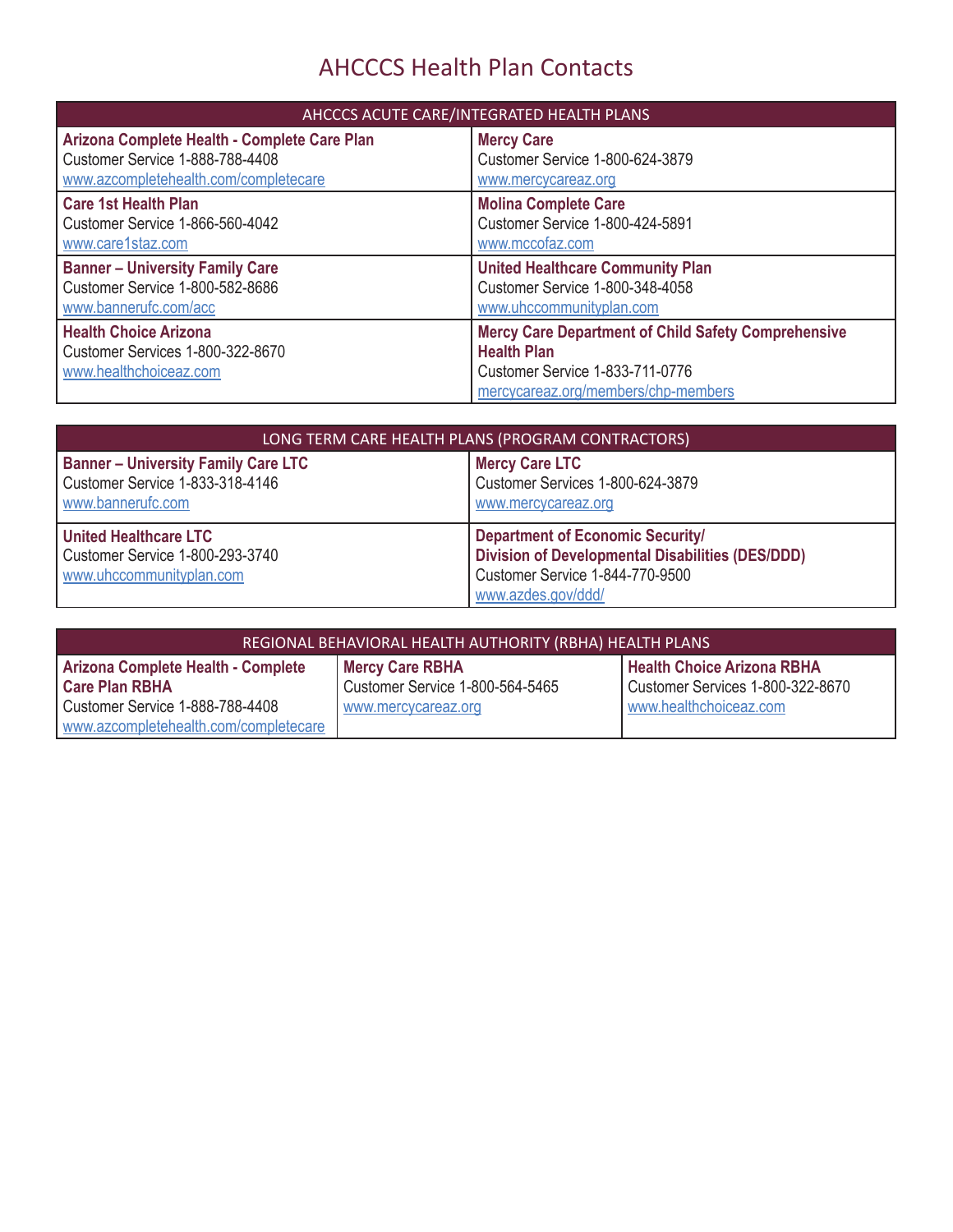# AHCCCS Health Plan Contacts

| AHCCCS ACUTE CARE/INTEGRATED HEALTH PLANS | |
|---|---|
| **Arizona Complete Health - Complete Care Plan**<br>Customer Service 1-888-788-4408<br>www.azcompletehealth.com/completecare | **Mercy Care**<br>Customer Service 1-800-624-3879<br>www.mercycareaz.org |
| **Care 1st Health Plan**<br>Customer Service 1-866-560-4042<br>www.care1staz.com | **Molina Complete Care**<br>Customer Service 1-800-424-5891<br>www.mccofaz.com |
| **Banner – University Family Care**<br>Customer Service 1-800-582-8686<br>www.bannerufc.com/acc | **United Healthcare Community Plan**<br>Customer Service 1-800-348-4058<br>www.uhccommunityplan.com |
| **Health Choice Arizona**<br>Customer Services 1-800-322-8670<br>www.healthchoiceaz.com | **Mercy Care Department of Child Safety Comprehensive Health Plan**<br>Customer Service 1-833-711-0776<br>mercycareaz.org/members/chp-members |

| LONG TERM CARE HEALTH PLANS (PROGRAM CONTRACTORS) | |
|---|---|
| **Banner – University Family Care LTC**<br>Customer Service 1-833-318-4146<br>www.bannerufc.com | **Mercy Care LTC**<br>Customer Services 1-800-624-3879<br>www.mercycareaz.org |
| **United Healthcare LTC**<br>Customer Service 1-800-293-3740<br>www.uhccommunityplan.com | **Department of Economic Security/ Division of Developmental Disabilities (DES/DDD)**<br>Customer Service 1-844-770-9500<br>www.azdes.gov/ddd/ |

| REGIONAL BEHAVIORAL HEALTH AUTHORITY (RBHA) HEALTH PLANS | | |
|---|---|---|
| **Arizona Complete Health - Complete Care Plan RBHA**<br>Customer Service 1-888-788-4408<br>www.azcompletehealth.com/completecare | **Mercy Care RBHA**<br>Customer Service 1-800-564-5465<br>www.mercycareaz.org | **Health Choice Arizona RBHA**<br>Customer Services 1-800-322-8670<br>www.healthchoiceaz.com |